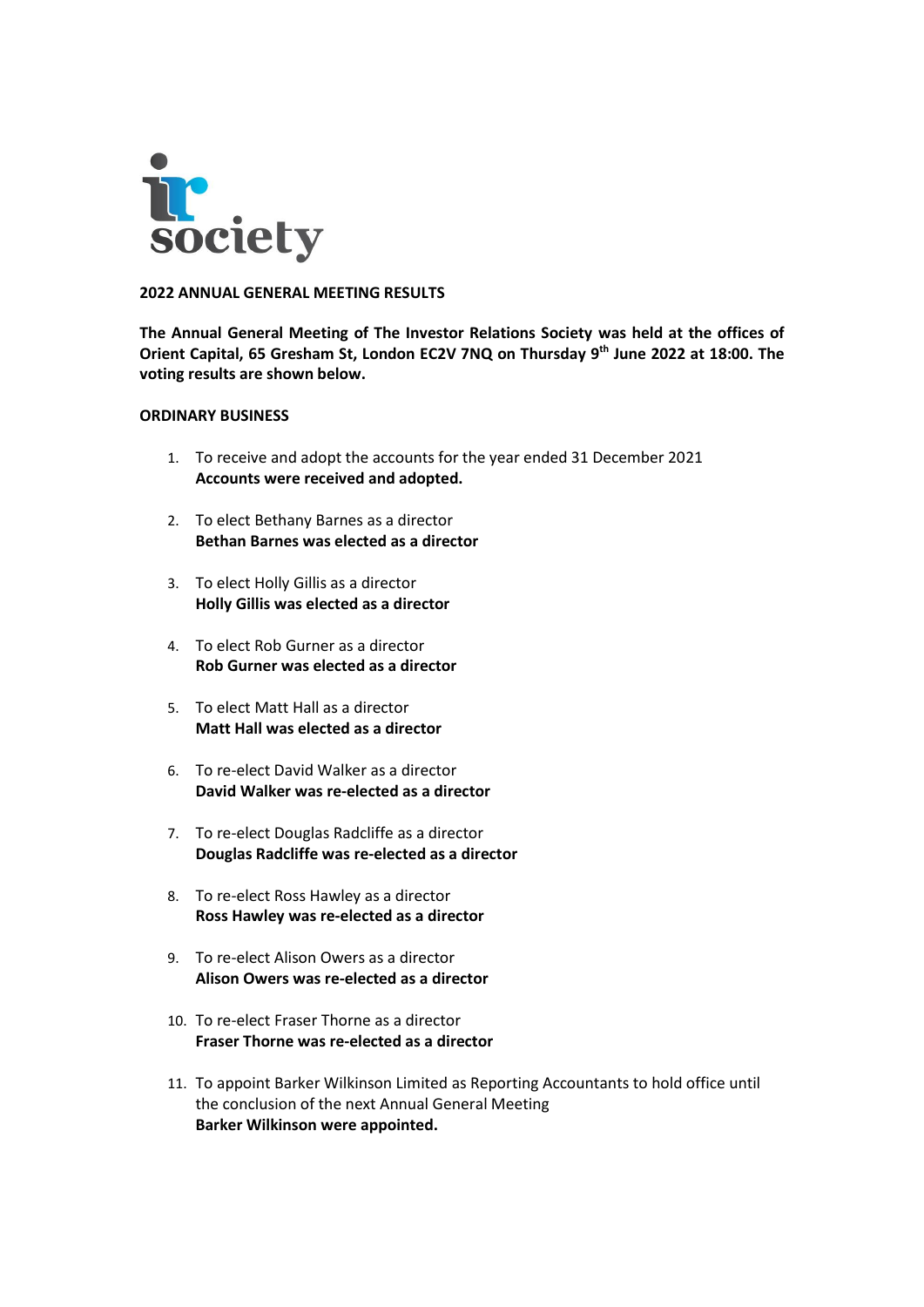# 2022 ANNUAL GENERAL MEETING RESULTS

**The Annual General Meeting of The Investor Relations Society was held at the offices of Orient Capital, 65 Gresham St, London EC2V 7NQ on Thursday 9th June 2022 at 18:00. The voting results are shown below.**

## ORDINARY BUSINESS

1. To receive and adopt the accounts for the year ended 31 December 2021
   **Accounts were received and adopted.**

2. To elect Bethany Barnes as a director
   **Bethan Barnes was elected as a director**

3. To elect Holly Gillis as a director
   **Holly Gillis was elected as a director**

4. To elect Rob Gurner as a director
   **Rob Gurner was elected as a director**

5. To elect Matt Hall as a director
   **Matt Hall was elected as a director**

6. To re-elect David Walker as a director
   **David Walker was re-elected as a director**

7. To re-elect Douglas Radcliffe as a director
   **Douglas Radcliffe was re-elected as a director**

8. To re-elect Ross Hawley as a director
   **Ross Hawley was re-elected as a director**

9. To re-elect Alison Owers as a director
   **Alison Owers was re-elected as a director**

10. To re-elect Fraser Thorne as a director
    **Fraser Thorne was re-elected as a director**

11. To appoint Barker Wilkinson Limited as Reporting Accountants to hold office until the conclusion of the next Annual General Meeting
    **Barker Wilkinson were appointed.**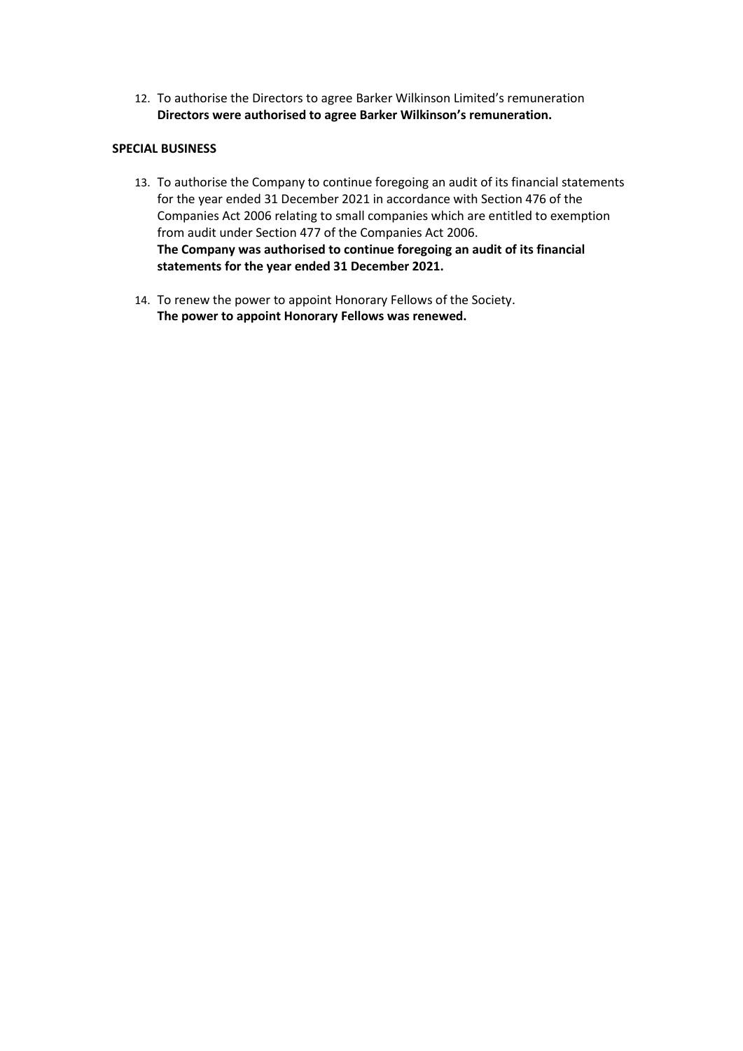12. To authorise the Directors to agree Barker Wilkinson Limited's remuneration
    **Directors were authorised to agree Barker Wilkinson's remuneration.**

**SPECIAL BUSINESS**

13. To authorise the Company to continue foregoing an audit of its financial statements for the year ended 31 December 2021 in accordance with Section 476 of the Companies Act 2006 relating to small companies which are entitled to exemption from audit under Section 477 of the Companies Act 2006.
    **The Company was authorised to continue foregoing an audit of its financial statements for the year ended 31 December 2021.**

14. To renew the power to appoint Honorary Fellows of the Society.
    **The power to appoint Honorary Fellows was renewed.**